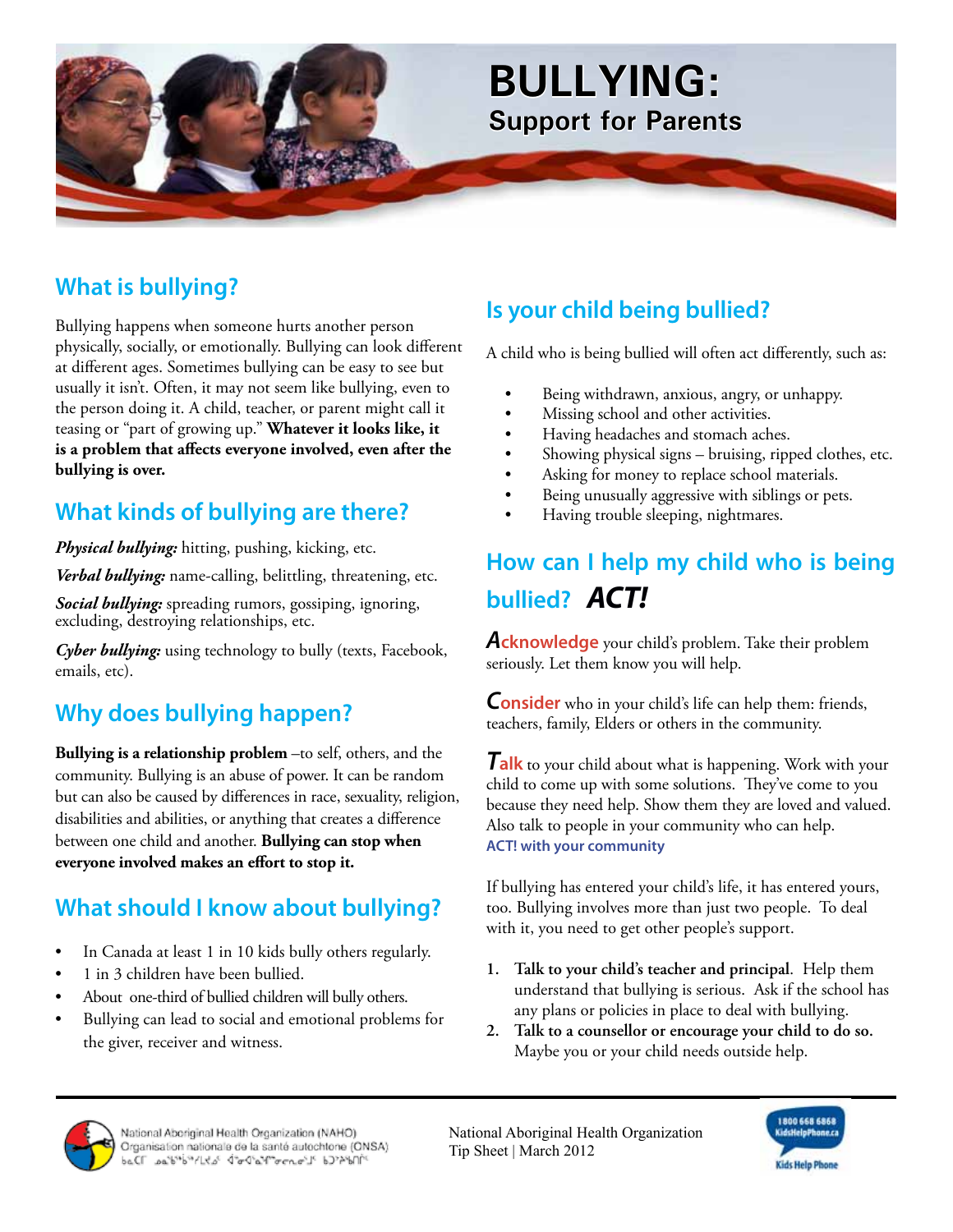# BULLYING:
## Support for Parents

## What is bullying?

Bullying happens when someone hurts another person physically, socially, or emotionally. Bullying can look different at different ages. Sometimes bullying can be easy to see but usually it isn't. Often, it may not seem like bullying, even to the person doing it. A child, teacher, or parent might call it teasing or "part of growing up." **Whatever it looks like, it is a problem that affects everyone involved, even after the bullying is over.**

## What kinds of bullying are there?

***Physical bullying:*** hitting, pushing, kicking, etc.

***Verbal bullying:*** name-calling, belittling, threatening, etc.

***Social bullying:*** spreading rumors, gossiping, ignoring, excluding, destroying relationships, etc.

***Cyber bullying:*** using technology to bully (texts, Facebook, emails, etc).

## Why does bullying happen?

**Bullying is a relationship problem** –to self, others, and the community. Bullying is an abuse of power. It can be random but can also be caused by differences in race, sexuality, religion, disabilities and abilities, or anything that creates a difference between one child and another. **Bullying can stop when everyone involved makes an effort to stop it.**

## What should I know about bullying?

- In Canada at least 1 in 10 kids bully others regularly.
- 1 in 3 children have been bullied.
- About one-third of bullied children will bully others.
- Bullying can lead to social and emotional problems for the giver, receiver and witness.

## Is your child being bullied?

A child who is being bullied will often act differently, such as:

- Being withdrawn, anxious, angry, or unhappy.
- Missing school and other activities.
- Having headaches and stomach aches.
- Showing physical signs – bruising, ripped clothes, etc.
- Asking for money to replace school materials.
- Being unusually aggressive with siblings or pets.
- Having trouble sleeping, nightmares.

## How can I help my child who is being bullied? *ACT!*

**Acknowledge** your child's problem. Take their problem seriously. Let them know you will help.

**Consider** who in your child's life can help them: friends, teachers, family, Elders or others in the community.

**Talk** to your child about what is happening. Work with your child to come up with some solutions. They've come to you because they need help. Show them they are loved and valued. Also talk to people in your community who can help.

**ACT! with your community**

If bullying has entered your child's life, it has entered yours, too. Bullying involves more than just two people. To deal with it, you need to get other people's support.

1. **Talk to your child's teacher and principal**. Help them understand that bullying is serious. Ask if the school has any plans or policies in place to deal with bullying.
2. **Talk to a counsellor or encourage your child to do so.** Maybe you or your child needs outside help.

National Aboriginal Health Organization (NAHO)
Organisation nationale de la santé autochtone (ONSA)

National Aboriginal Health Organization
Tip Sheet | March 2012

1800 668 6868
KidsHelpPhone.ca
Kids Help Phone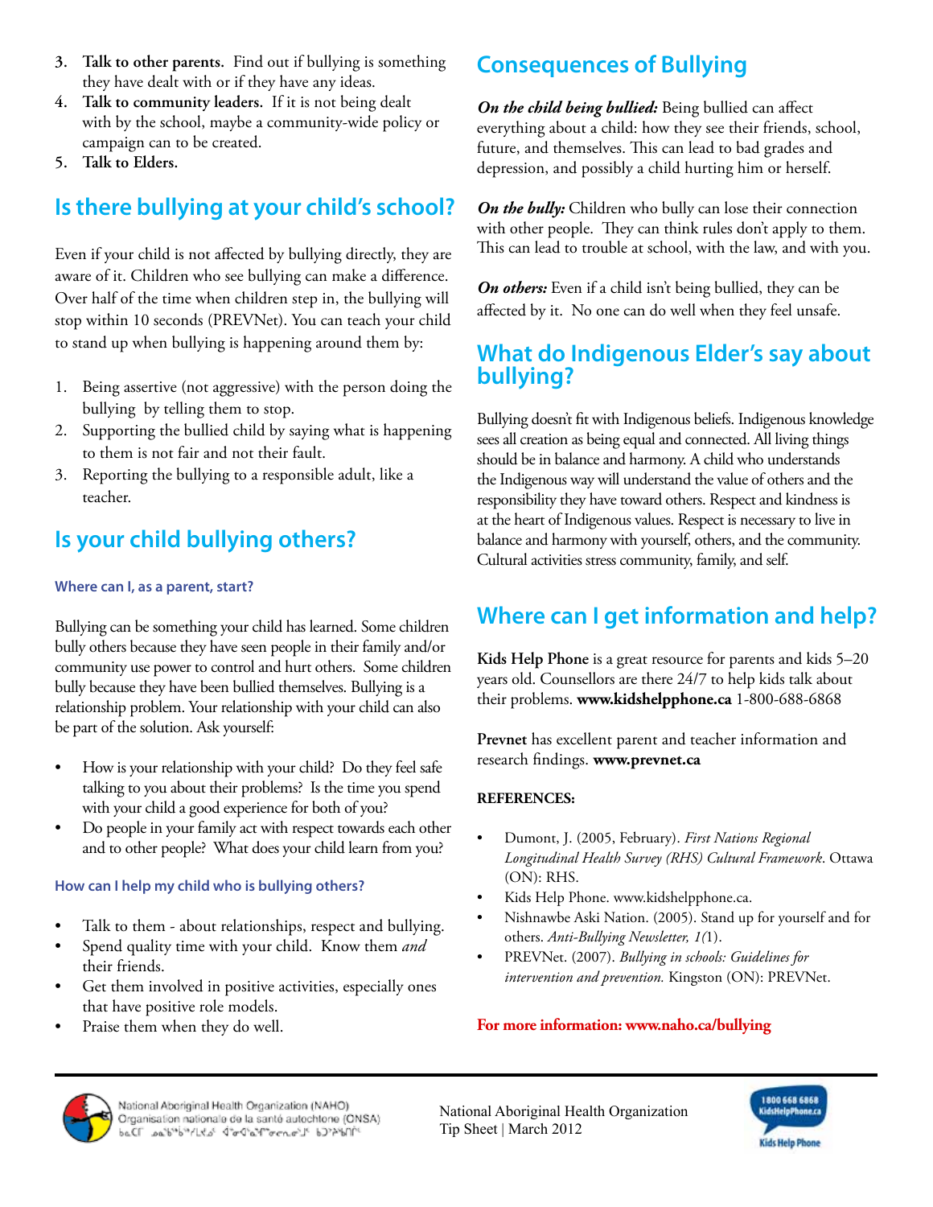3. **Talk to other parents.** Find out if bullying is something they have dealt with or if they have any ideas.
4. **Talk to community leaders.** If it is not being dealt with by the school, maybe a community-wide policy or campaign can to be created.
5. **Talk to Elders.**

## Is there bullying at your child's school?

Even if your child is not affected by bullying directly, they are aware of it. Children who see bullying can make a difference. Over half of the time when children step in, the bullying will stop within 10 seconds (PREVNet). You can teach your child to stand up when bullying is happening around them by:

1. Being assertive (not aggressive) with the person doing the bullying by telling them to stop.
2. Supporting the bullied child by saying what is happening to them is not fair and not their fault.
3. Reporting the bullying to a responsible adult, like a teacher.

## Is your child bullying others?

### Where can I, as a parent, start?

Bullying can be something your child has learned. Some children bully others because they have seen people in their family and/or community use power to control and hurt others. Some children bully because they have been bullied themselves. Bullying is a relationship problem. Your relationship with your child can also be part of the solution. Ask yourself:

- How is your relationship with your child? Do they feel safe talking to you about their problems? Is the time you spend with your child a good experience for both of you?
- Do people in your family act with respect towards each other and to other people? What does your child learn from you?

### How can I help my child who is bullying others?

- Talk to them - about relationships, respect and bullying.
- Spend quality time with your child. Know them *and* their friends.
- Get them involved in positive activities, especially ones that have positive role models.
- Praise them when they do well.

## Consequences of Bullying

***On the child being bullied:*** Being bullied can affect everything about a child: how they see their friends, school, future, and themselves. This can lead to bad grades and depression, and possibly a child hurting him or herself.

***On the bully:*** Children who bully can lose their connection with other people. They can think rules don't apply to them. This can lead to trouble at school, with the law, and with you.

***On others:*** Even if a child isn't being bullied, they can be affected by it. No one can do well when they feel unsafe.

## What do Indigenous Elder's say about bullying?

Bullying doesn't fit with Indigenous beliefs. Indigenous knowledge sees all creation as being equal and connected. All living things should be in balance and harmony. A child who understands the Indigenous way will understand the value of others and the responsibility they have toward others. Respect and kindness is at the heart of Indigenous values. Respect is necessary to live in balance and harmony with yourself, others, and the community. Cultural activities stress community, family, and self.

## Where can I get information and help?

**Kids Help Phone** is a great resource for parents and kids 5–20 years old. Counsellors are there 24/7 to help kids talk about their problems. **www.kidshelpphone.ca** 1-800-688-6868

**Prevnet** has excellent parent and teacher information and research findings. **www.prevnet.ca**

**REFERENCES:**

- Dumont, J. (2005, February). *First Nations Regional Longitudinal Health Survey (RHS) Cultural Framework*. Ottawa (ON): RHS.
- Kids Help Phone. www.kidshelpphone.ca.
- Nishnawbe Aski Nation. (2005). Stand up for yourself and for others. *Anti-Bullying Newsletter, 1*(1).
- PREVNet. (2007). *Bullying in schools: Guidelines for intervention and prevention.* Kingston (ON): PREVNet.

**For more information: www.naho.ca/bullying**

National Aboriginal Health Organization (NAHO)
Organisation nationale de la santé autochtone (ONSA)

National Aboriginal Health Organization
Tip Sheet | March 2012